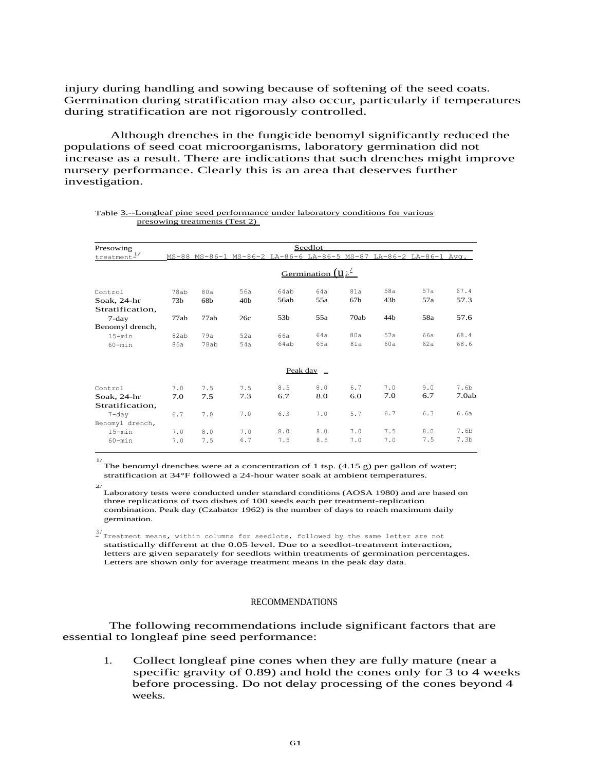injury during handling and sowing because of softening of the seed coats. Germination during stratification may also occur, particularly if temperatures during stratification are not rigorously controlled.

Although drenches in the fungicide benomyl significantly reduced the populations of seed coat microorganisms, laboratory germination did not increase as a result. There are indications that such drenches might improve nursery performance. Clearly this is an area that deserves further investigation.

Table 3.--Longleaf pine seed performance under laboratory conditions for various presowing treatments (Test 2)

| Presowing treatment[1] | MS-88 | MS-86-1 | MS-86-2 | LA-86-6 | LA-86-5 | MS-87 | LA-86-2 | LA-86-1 | Avg. |
|---|---|---|---|---|---|---|---|---|---|
| | | | | Germination (%)[2,3] | | | | | |
| Control | 78ab | 80a | 56a | 64ab | 64a | 81a | 58a | 57a | 67.4 |
| Soak, 24-hr | 73b | 68b | 40b | 56ab | 55a | 67b | 43b | 57a | 57.3 |
| Stratification, 7-day | 77ab | 77ab | 26c | 53b | 55a | 70ab | 44b | 58a | 57.6 |
| Benomyl drench, 15-min | 82ab | 79a | 52a | 66a | 64a | 80a | 57a | 66a | 68.4 |
| Benomyl drench, 60-min | 85a | 78ab | 54a | 64ab | 65a | 81a | 60a | 62a | 68.6 |
| | | | | Peak day | | | | | |
| Control | 7.0 | 7.5 | 7.5 | 8.5 | 8.0 | 6.7 | 7.0 | 9.0 | 7.6b |
| Soak, 24-hr | 7.0 | 7.5 | 7.3 | 6.7 | 8.0 | 6.0 | 7.0 | 6.7 | 7.0ab |
| Stratification, 7-day | 6.7 | 7.0 | 7.0 | 6.3 | 7.0 | 5.7 | 6.7 | 6.3 | 6.6a |
| Benomyl drench, 15-min | 7.0 | 8.0 | 7.0 | 8.0 | 8.0 | 7.0 | 7.5 | 8.0 | 7.6b |
| Benomyl drench, 60-min | 7.0 | 7.5 | 6.7 | 7.5 | 8.5 | 7.0 | 7.0 | 7.5 | 7.3b |

[1] The benomyl drenches were at a concentration of 1 tsp. (4.15 g) per gallon of water; stratification at 34°F followed a 24-hour water soak at ambient temperatures.

[2] Laboratory tests were conducted under standard conditions (AOSA 1980) and are based on three replications of two dishes of 100 seeds each per treatment-replication combination. Peak day (Czabator 1962) is the number of days to reach maximum daily germination.

[3] Treatment means, within columns for seedlots, followed by the same letter are not statistically different at the 0.05 level. Due to a seedlot-treatment interaction, letters are given separately for seedlots within treatments of germination percentages. Letters are shown only for average treatment means in the peak day data.

## RECOMMENDATIONS

The following recommendations include significant factors that are essential to longleaf pine seed performance:

1. Collect longleaf pine cones when they are fully mature (near a specific gravity of 0.89) and hold the cones only for 3 to 4 weeks before processing. Do not delay processing of the cones beyond 4 weeks.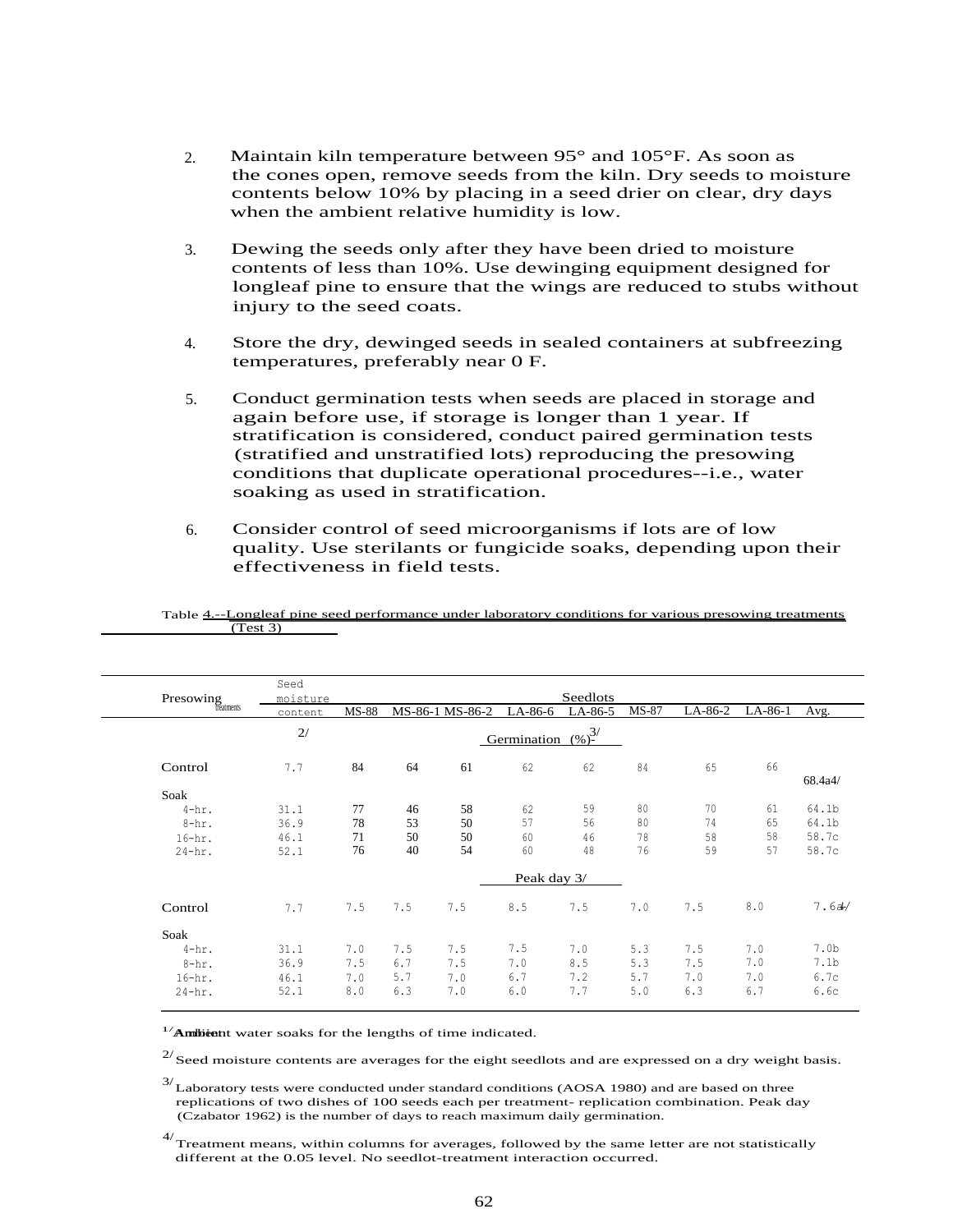2. Maintain kiln temperature between 95° and 105°F. As soon as the cones open, remove seeds from the kiln. Dry seeds to moisture contents below 10% by placing in a seed drier on clear, dry days when the ambient relative humidity is low.

3. Dewing the seeds only after they have been dried to moisture contents of less than 10%. Use dewinging equipment designed for longleaf pine to ensure that the wings are reduced to stubs without injury to the seed coats.

4. Store the dry, dewinged seeds in sealed containers at subfreezing temperatures, preferably near 0 F.

5. Conduct germination tests when seeds are placed in storage and again before use, if storage is longer than 1 year. If stratification is considered, conduct paired germination tests (stratified and unstratified lots) reproducing the presowing conditions that duplicate operational procedures--i.e., water soaking as used in stratification.

6. Consider control of seed microorganisms if lots are of low quality. Use sterilants or fungicide soaks, depending upon their effectiveness in field tests.

Table 4.--Longleaf pine seed performance under laboratory conditions for various presowing treatments (Test 3)

| Presowing treatments[1/] | Seed moisture content[2/] | Seedlots | | | | | | | | |
|---|---|---|---|---|---|---|---|---|---|---|
| | | MS-88 | MS-86-1 | MS-86-2 | LA-86-6 | LA-86-5 | MS-87 | LA-86-2 | LA-86-1 | Avg. |
| | | | | | Germination (%)[3/] | | | | | |
| Control | 7.7 | 84 | 64 | 61 | 62 | 62 | 84 | 65 | 66 | 68.4a[4/] |
| Soak | | | | | | | | | | |
| 4-hr. | 31.1 | 77 | 46 | 58 | 62 | 59 | 80 | 70 | 61 | 64.1b |
| 8-hr. | 36.9 | 78 | 53 | 50 | 57 | 56 | 80 | 74 | 65 | 64.1b |
| 16-hr. | 46.1 | 71 | 50 | 50 | 60 | 46 | 78 | 58 | 58 | 58.7c |
| 24-hr. | 52.1 | 76 | 40 | 54 | 60 | 48 | 76 | 59 | 57 | 58.7c |
| | | | | | Peak day[3/] | | | | | |
| Control | 7.7 | 7.5 | 7.5 | 7.5 | 8.5 | 7.5 | 7.0 | 7.5 | 8.0 | 7.6a[4/] |
| Soak | | | | | | | | | | |
| 4-hr. | 31.1 | 7.0 | 7.5 | 7.5 | 7.5 | 7.0 | 5.3 | 7.5 | 7.0 | 7.0b |
| 8-hr. | 36.9 | 7.5 | 6.7 | 7.5 | 7.0 | 8.5 | 5.3 | 7.5 | 7.0 | 7.1b |
| 16-hr. | 46.1 | 7.0 | 5.7 | 7.0 | 6.7 | 7.2 | 5.7 | 7.0 | 7.0 | 6.7c |
| 24-hr. | 52.1 | 8.0 | 6.3 | 7.0 | 6.0 | 7.7 | 5.0 | 6.3 | 6.7 | 6.6c |

[1/] Ambient water soaks for the lengths of time indicated.

[2/] Seed moisture contents are averages for the eight seedlots and are expressed on a dry weight basis.

[3/] Laboratory tests were conducted under standard conditions (AOSA 1980) and are based on three replications of two dishes of 100 seeds each per treatment- replication combination. Peak day (Czabator 1962) is the number of days to reach maximum daily germination.

[4/] Treatment means, within columns for averages, followed by the same letter are not statistically different at the 0.05 level. No seedlot-treatment interaction occurred.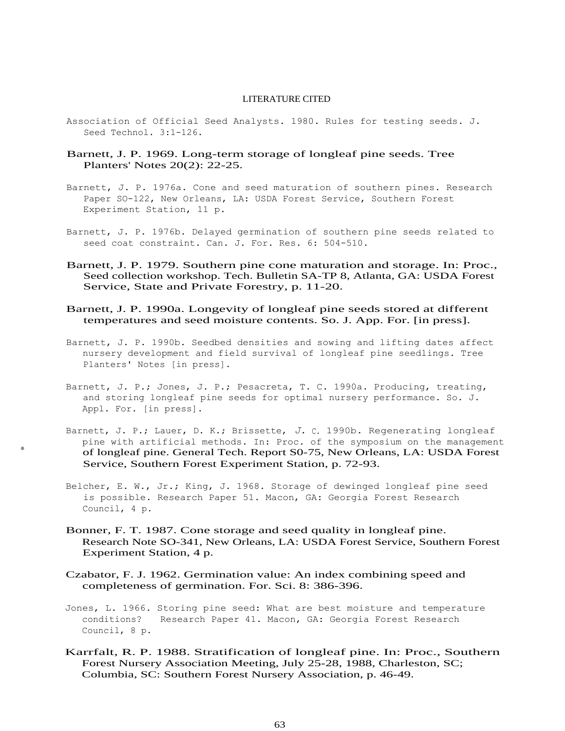# LITERATURE CITED

Association of Official Seed Analysts. 1980. Rules for testing seeds. J. Seed Technol. 3:1-126.

Barnett, J. P. 1969. Long-term storage of longleaf pine seeds. Tree Planters' Notes 20(2): 22-25.

Barnett, J. P. 1976a. Cone and seed maturation of southern pines. Research Paper SO-122, New Orleans, LA: USDA Forest Service, Southern Forest Experiment Station, 11 p.

Barnett, J. P. 1976b. Delayed germination of southern pine seeds related to seed coat constraint. Can. J. For. Res. 6: 504-510.

Barnett, J. P. 1979. Southern pine cone maturation and storage. In: Proc., Seed collection workshop. Tech. Bulletin SA-TP 8, Atlanta, GA: USDA Forest Service, State and Private Forestry, p. 11-20.

Barnett, J. P. 1990a. Longevity of longleaf pine seeds stored at different temperatures and seed moisture contents. So. J. App. For. [in press].

Barnett, J. P. 1990b. Seedbed densities and sowing and lifting dates affect nursery development and field survival of longleaf pine seedlings. Tree Planters' Notes [in press].

Barnett, J. P.; Jones, J. P.; Pesacreta, T. C. 1990a. Producing, treating, and storing longleaf pine seeds for optimal nursery performance. So. J. Appl. For. [in press].

Barnett, J. P.; Lauer, D. K.; Brissette, J. C. 1990b. Regenerating longleaf pine with artificial methods. In: Proc. of the symposium on the management of longleaf pine. General Tech. Report S0-75, New Orleans, LA: USDA Forest Service, Southern Forest Experiment Station, p. 72-93.

Belcher, E. W., Jr.; King, J. 1968. Storage of dewinged longleaf pine seed is possible. Research Paper 51. Macon, GA: Georgia Forest Research Council, 4 p.

Bonner, F. T. 1987. Cone storage and seed quality in longleaf pine. Research Note SO-341, New Orleans, LA: USDA Forest Service, Southern Forest Experiment Station, 4 p.

Czabator, F. J. 1962. Germination value: An index combining speed and completeness of germination. For. Sci. 8: 386-396.

Jones, L. 1966. Storing pine seed: What are best moisture and temperature conditions? Research Paper 41. Macon, GA: Georgia Forest Research Council, 8 p.

Karrfalt, R. P. 1988. Stratification of longleaf pine. In: Proc., Southern Forest Nursery Association Meeting, July 25-28, 1988, Charleston, SC; Columbia, SC: Southern Forest Nursery Association, p. 46-49.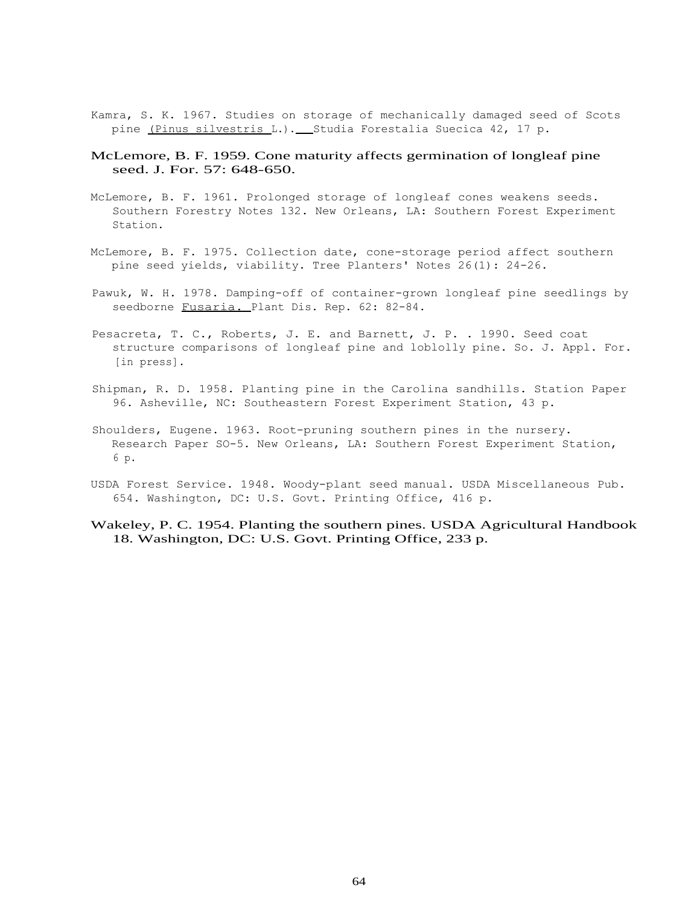Kamra, S. K. 1967. Studies on storage of mechanically damaged seed of Scots pine (*Pinus silvestris* L.). Studia Forestalia Suecica 42, 17 p.

McLemore, B. F. 1959. Cone maturity affects germination of longleaf pine seed. J. For. 57: 648-650.

McLemore, B. F. 1961. Prolonged storage of longleaf cones weakens seeds. Southern Forestry Notes 132. New Orleans, LA: Southern Forest Experiment Station.

McLemore, B. F. 1975. Collection date, cone-storage period affect southern pine seed yields, viability. Tree Planters' Notes 26(1): 24-26.

Pawuk, W. H. 1978. Damping-off of container-grown longleaf pine seedlings by seedborne *Fusaria*. Plant Dis. Rep. 62: 82-84.

Pesacreta, T. C., Roberts, J. E. and Barnett, J. P. . 1990. Seed coat structure comparisons of longleaf pine and loblolly pine. So. J. Appl. For. [in press].

Shipman, R. D. 1958. Planting pine in the Carolina sandhills. Station Paper 96. Asheville, NC: Southeastern Forest Experiment Station, 43 p.

Shoulders, Eugene. 1963. Root-pruning southern pines in the nursery. Research Paper SO-5. New Orleans, LA: Southern Forest Experiment Station, 6 p.

USDA Forest Service. 1948. Woody-plant seed manual. USDA Miscellaneous Pub. 654. Washington, DC: U.S. Govt. Printing Office, 416 p.

Wakeley, P. C. 1954. Planting the southern pines. USDA Agricultural Handbook 18. Washington, DC: U.S. Govt. Printing Office, 233 p.